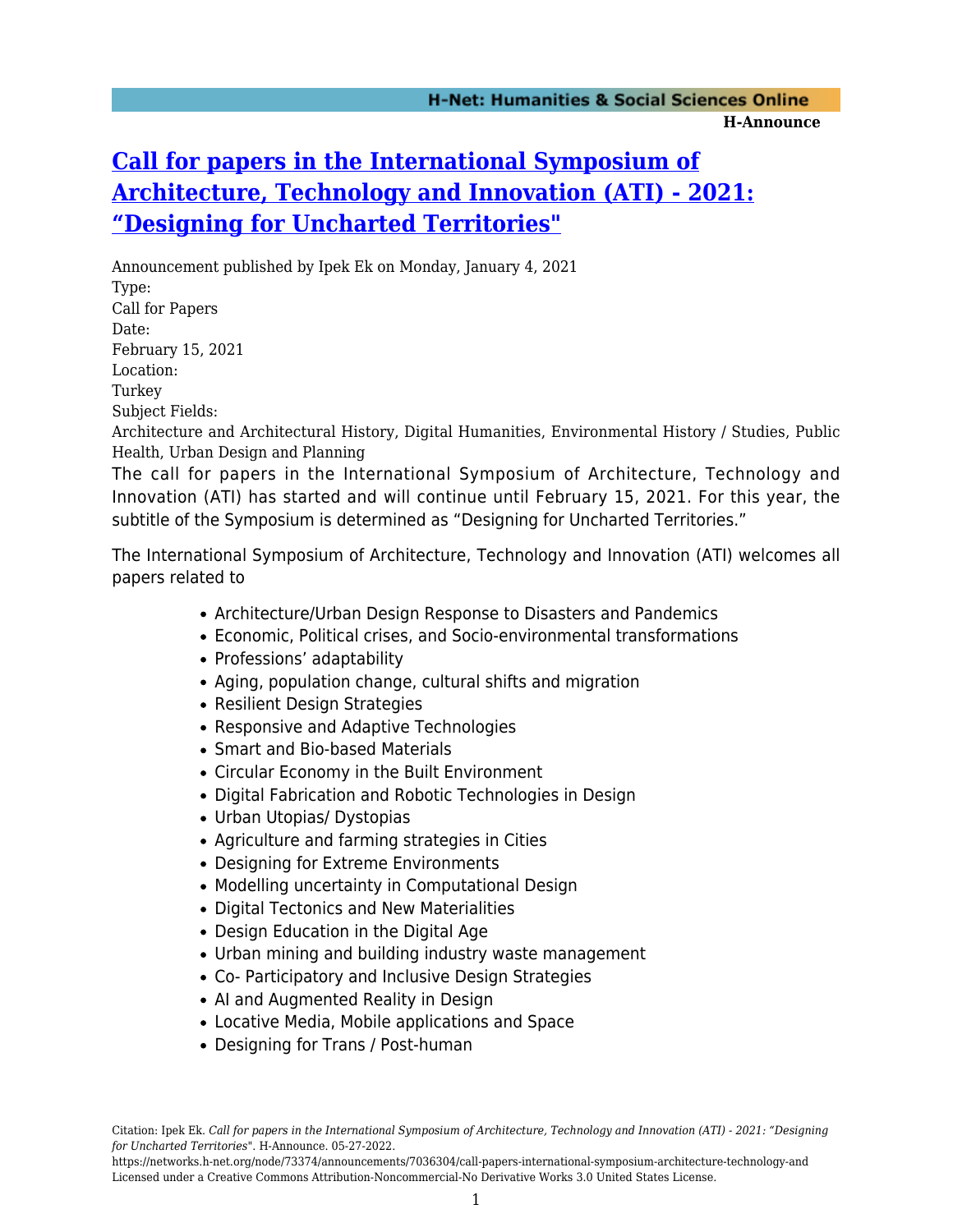# Call for papers in the International Symposium of Architecture, Technology and Innovation (ATI) - 2021: “Designing for Uncharted Territories"

Announcement published by Ipek Ek on Monday, January 4, 2021

Type:
Call for Papers

Date:
February 15, 2021

Location:
Turkey

Subject Fields:
Architecture and Architectural History, Digital Humanities, Environmental History / Studies, Public Health, Urban Design and Planning

The call for papers in the International Symposium of Architecture, Technology and Innovation (ATI) has started and will continue until February 15, 2021. For this year, the subtitle of the Symposium is determined as “Designing for Uncharted Territories.”

The International Symposium of Architecture, Technology and Innovation (ATI) welcomes all papers related to

- Architecture/Urban Design Response to Disasters and Pandemics
- Economic, Political crises, and Socio-environmental transformations
- Professions’ adaptability
- Aging, population change, cultural shifts and migration
- Resilient Design Strategies
- Responsive and Adaptive Technologies
- Smart and Bio-based Materials
- Circular Economy in the Built Environment
- Digital Fabrication and Robotic Technologies in Design
- Urban Utopias/ Dystopias
- Agriculture and farming strategies in Cities
- Designing for Extreme Environments
- Modelling uncertainty in Computational Design
- Digital Tectonics and New Materialities
- Design Education in the Digital Age
- Urban mining and building industry waste management
- Co- Participatory and Inclusive Design Strategies
- AI and Augmented Reality in Design
- Locative Media, Mobile applications and Space
- Designing for Trans / Post-human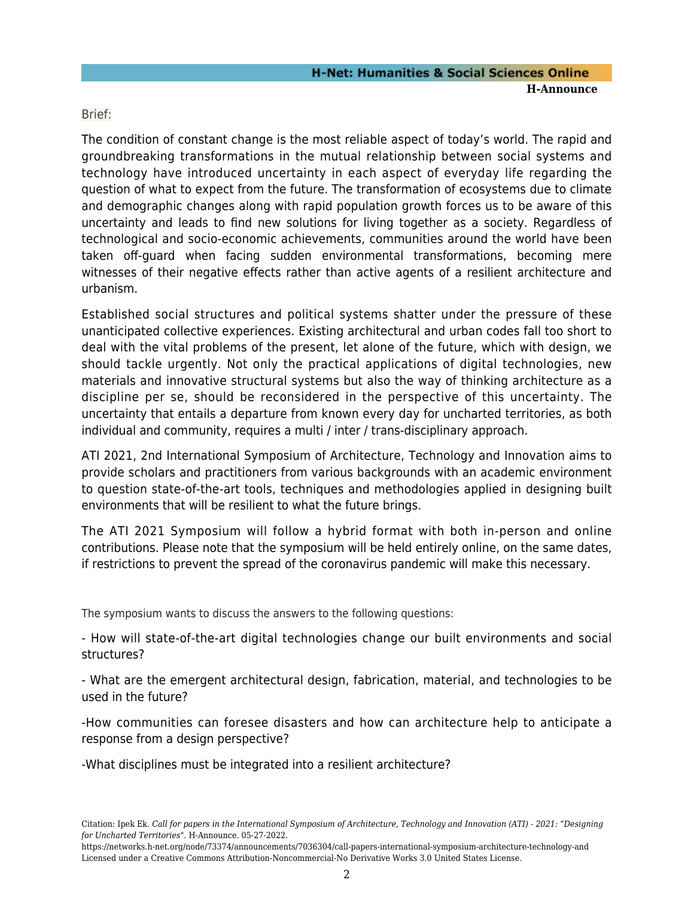Brief:

The condition of constant change is the most reliable aspect of today's world. The rapid and groundbreaking transformations in the mutual relationship between social systems and technology have introduced uncertainty in each aspect of everyday life regarding the question of what to expect from the future. The transformation of ecosystems due to climate and demographic changes along with rapid population growth forces us to be aware of this uncertainty and leads to find new solutions for living together as a society. Regardless of technological and socio-economic achievements, communities around the world have been taken off-guard when facing sudden environmental transformations, becoming mere witnesses of their negative effects rather than active agents of a resilient architecture and urbanism.

Established social structures and political systems shatter under the pressure of these unanticipated collective experiences. Existing architectural and urban codes fall too short to deal with the vital problems of the present, let alone of the future, which with design, we should tackle urgently. Not only the practical applications of digital technologies, new materials and innovative structural systems but also the way of thinking architecture as a discipline per se, should be reconsidered in the perspective of this uncertainty. The uncertainty that entails a departure from known every day for uncharted territories, as both individual and community, requires a multi / inter / trans-disciplinary approach.

ATI 2021, 2nd International Symposium of Architecture, Technology and Innovation aims to provide scholars and practitioners from various backgrounds with an academic environment to question state-of-the-art tools, techniques and methodologies applied in designing built environments that will be resilient to what the future brings.

The ATI 2021 Symposium will follow a hybrid format with both in-person and online contributions. Please note that the symposium will be held entirely online, on the same dates, if restrictions to prevent the spread of the coronavirus pandemic will make this necessary.

The symposium wants to discuss the answers to the following questions:

- How will state-of-the-art digital technologies change our built environments and social structures?

- What are the emergent architectural design, fabrication, material, and technologies to be used in the future?

- How communities can foresee disasters and how can architecture help to anticipate a response from a design perspective?

- What disciplines must be integrated into a resilient architecture?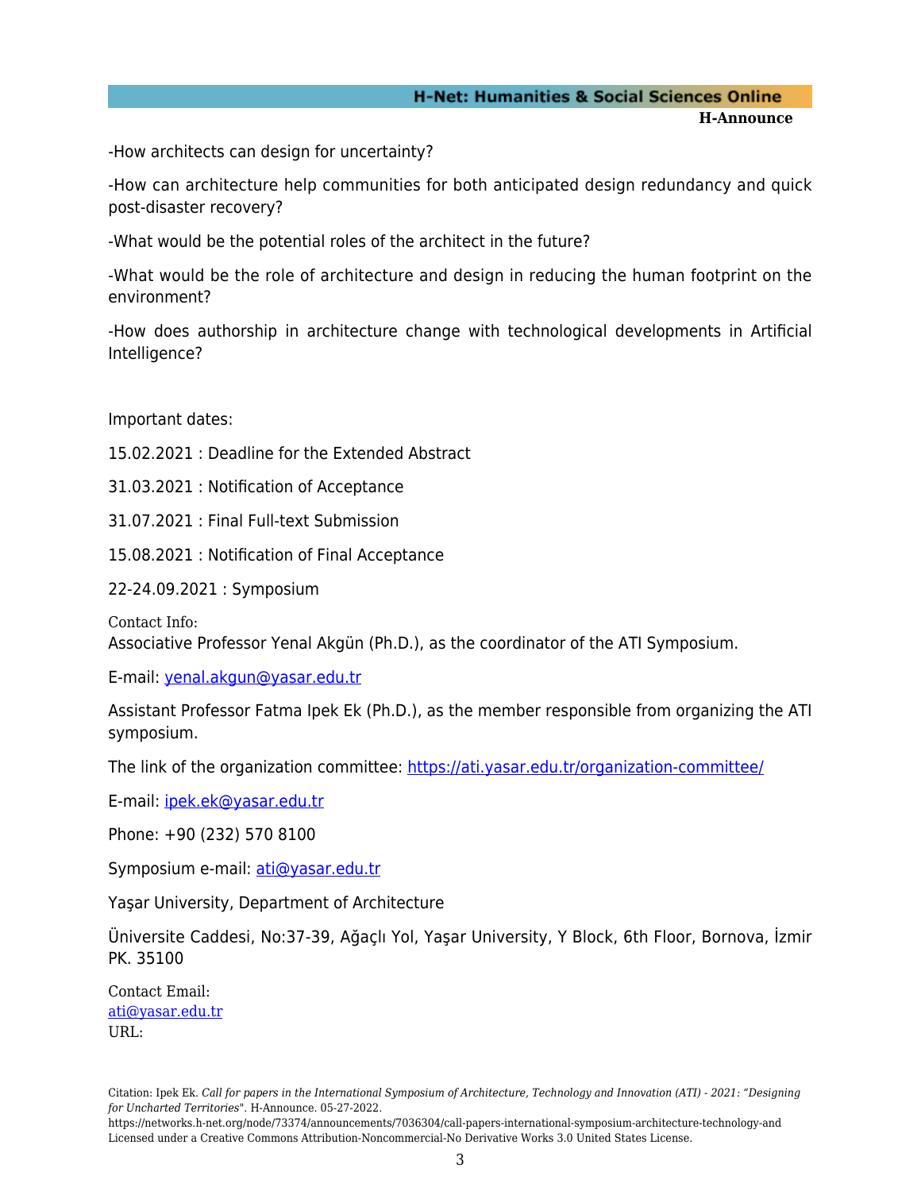-How architects can design for uncertainty?

-How can architecture help communities for both anticipated design redundancy and quick post-disaster recovery?

-What would be the potential roles of the architect in the future?

-What would be the role of architecture and design in reducing the human footprint on the environment?

-How does authorship in architecture change with technological developments in Artificial Intelligence?

Important dates:

15.02.2021 : Deadline for the Extended Abstract

31.03.2021 : Notification of Acceptance

31.07.2021 : Final Full-text Submission

15.08.2021 : Notification of Final Acceptance

22-24.09.2021 : Symposium

Contact Info:
Associative Professor Yenal Akgün (Ph.D.), as the coordinator of the ATI Symposium.

E-mail: yenal.akgun@yasar.edu.tr

Assistant Professor Fatma Ipek Ek (Ph.D.), as the member responsible from organizing the ATI symposium.

The link of the organization committee: https://ati.yasar.edu.tr/organization-committee/

E-mail: ipek.ek@yasar.edu.tr

Phone: +90 (232) 570 8100

Symposium e-mail: ati@yasar.edu.tr

Yaşar University, Department of Architecture

Üniversite Caddesi, No:37-39, Ağaçlı Yol, Yaşar University, Y Block, 6th Floor, Bornova, İzmir PK. 35100

Contact Email:
ati@yasar.edu.tr
URL:

Citation: Ipek Ek. *Call for papers in the International Symposium of Architecture, Technology and Innovation (ATI) - 2021: "Designing for Uncharted Territories"*. H-Announce. 05-27-2022.
https://networks.h-net.org/node/73374/announcements/7036304/call-papers-international-symposium-architecture-technology-and
Licensed under a Creative Commons Attribution-Noncommercial-No Derivative Works 3.0 United States License.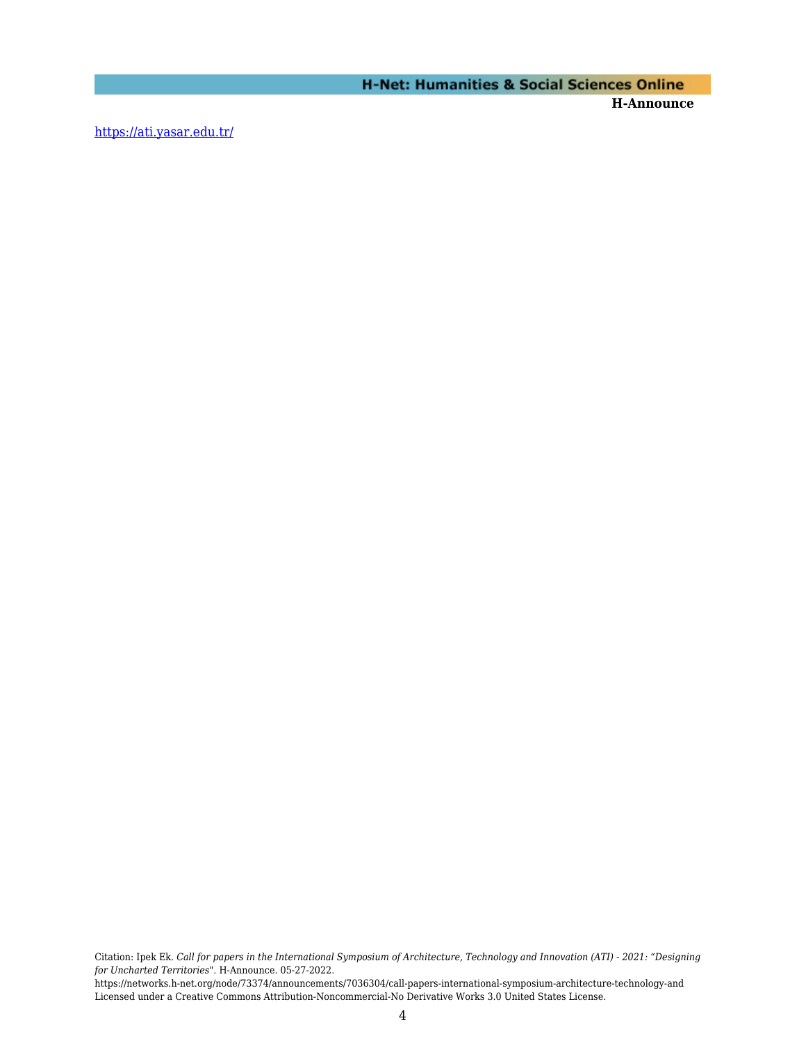https://ati.yasar.edu.tr/